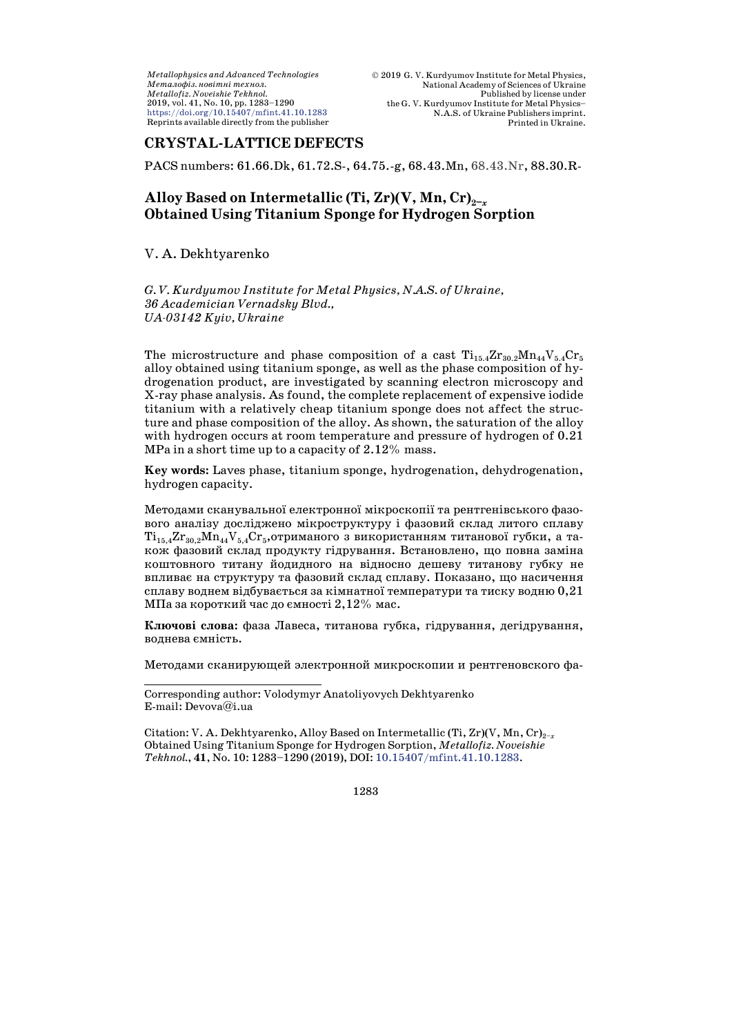CRYSTAL-LATTICE DEFECTS

PACS numbers: 61.66.Dk, 61.72.S-, 64.75.-g, 68.43.Mn, 68.43.Nr, 88.30.R-

# Alloy Based on Intermetallic (Ti, Zr)(V, Mn, Cr)$_{2-x}$ Obtained Using Titanium Sponge for Hydrogen Sorption

V. A. Dekhtyarenko

*G. V. Kurdyumov Institute for Metal Physics, N.A.S. of Ukraine, 36 Academician Vernadsky Blvd., UA-03142 Kyiv, Ukraine*

The microstructure and phase composition of a cast $Ti_{15.4}Zr_{30.2}Mn_{44}V_{5.4}Cr_5$ alloy obtained using titanium sponge, as well as the phase composition of hydrogenation product, are investigated by scanning electron microscopy and X-ray phase analysis. As found, the complete replacement of expensive iodide titanium with a relatively cheap titanium sponge does not affect the structure and phase composition of the alloy. As shown, the saturation of the alloy with hydrogen occurs at room temperature and pressure of hydrogen of 0.21 MPa in a short time up to a capacity of 2.12% mass.

**Key words:** Laves phase, titanium sponge, hydrogenation, dehydrogenation, hydrogen capacity.

Методами сканувальної електронної мікроскопії та рентгенівського фазового аналізу досліджено мікроструктуру і фазовий склад литого сплаву $Ti_{15,4}Zr_{30,2}Mn_{44}V_{5,4}Cr_5$,отриманого з використанням титанової губки, а також фазовий склад продукту гідрування. Встановлено, що повна заміна коштовного титану йодидного на відносно дешеву титанову губку не впливає на структуру та фазовий склад сплаву. Показано, що насичення сплаву воднем відбувається за кімнатної температури та тиску водню 0,21 МПа за короткий час до ємності 2,12% мас.

**Ключові слова:** фаза Лавеса, титанова губка, гідрування, дегідрування, воднева ємність.

Методами сканирующей электронной микроскопии и рентгеновского фа-

---

Corresponding author: Volodymyr Anatoliyovych Dekhtyarenko
E-mail: Devova@i.ua

Citation: V. A. Dekhtyarenko, Alloy Based on Intermetallic (Ti, Zr)(V, Mn, Cr)$_{2-x}$ Obtained Using Titanium Sponge for Hydrogen Sorption, *Metallofiz. Noveishie Tekhnol.*, **41**, No. 10: 1283–1290 (2019), DOI: 10.15407/mfint.41.10.1283.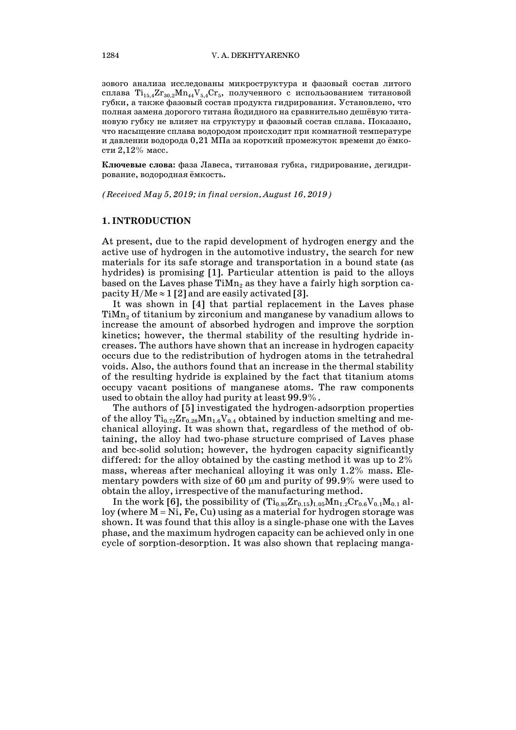зового анализа исследованы микроструктура и фазовый состав литого сплава $Ti_{15,4}Zr_{30,2}Mn_{44}V_{5,4}Cr_5$, полученного с использованием титановой губки, а также фазовый состав продукта гидрирования. Установлено, что полная замена дорогого титана йодидного на сравнительно дешёвую титановую губку не влияет на структуру и фазовый состав сплава. Показано, что насыщение сплава водородом происходит при комнатной температуре и давлении водорода 0,21 МПа за короткий промежуток времени до ёмкости 2,12% масс.

**Ключевые слова:** фаза Лавеса, титановая губка, гидрирование, дегидрирование, водородная ёмкость.

*(Received May 5, 2019; in final version, August 16, 2019)*

## 1. INTRODUCTION

At present, due to the rapid development of hydrogen energy and the active use of hydrogen in the automotive industry, the search for new materials for its safe storage and transportation in a bound state (as hydrides) is promising [1]. Particular attention is paid to the alloys based on the Laves phase $TiMn_2$ as they have a fairly high sorption capacity $H/Me \approx 1$ [2] and are easily activated [3].

It was shown in [4] that partial replacement in the Laves phase $TiMn_2$ of titanium by zirconium and manganese by vanadium allows to increase the amount of absorbed hydrogen and improve the sorption kinetics; however, the thermal stability of the resulting hydride increases. The authors have shown that an increase in hydrogen capacity occurs due to the redistribution of hydrogen atoms in the tetrahedral voids. Also, the authors found that an increase in the thermal stability of the resulting hydride is explained by the fact that titanium atoms occupy vacant positions of manganese atoms. The raw components used to obtain the alloy had purity at least 99.9%.

The authors of [5] investigated the hydrogen-adsorption properties of the alloy $Ti_{0.72}Zr_{0.28}Mn_{1.6}V_{0.4}$ obtained by induction smelting and mechanical alloying. It was shown that, regardless of the method of obtaining, the alloy had two-phase structure comprised of Laves phase and bcc-solid solution; however, the hydrogen capacity significantly differed: for the alloy obtained by the casting method it was up to 2% mass, whereas after mechanical alloying it was only 1.2% mass. Elementary powders with size of 60 μm and purity of 99.9% were used to obtain the alloy, irrespective of the manufacturing method.

In the work [6], the possibility of $(Ti_{0.85}Zr_{0.15})_{1.05}Mn_{1.2}Cr_{0.6}V_{0.1}M_{0.1}$ alloy (where M = Ni, Fe, Cu) using as a material for hydrogen storage was shown. It was found that this alloy is a single-phase one with the Laves phase, and the maximum hydrogen capacity can be achieved only in one cycle of sorption-desorption. It was also shown that replacing manga-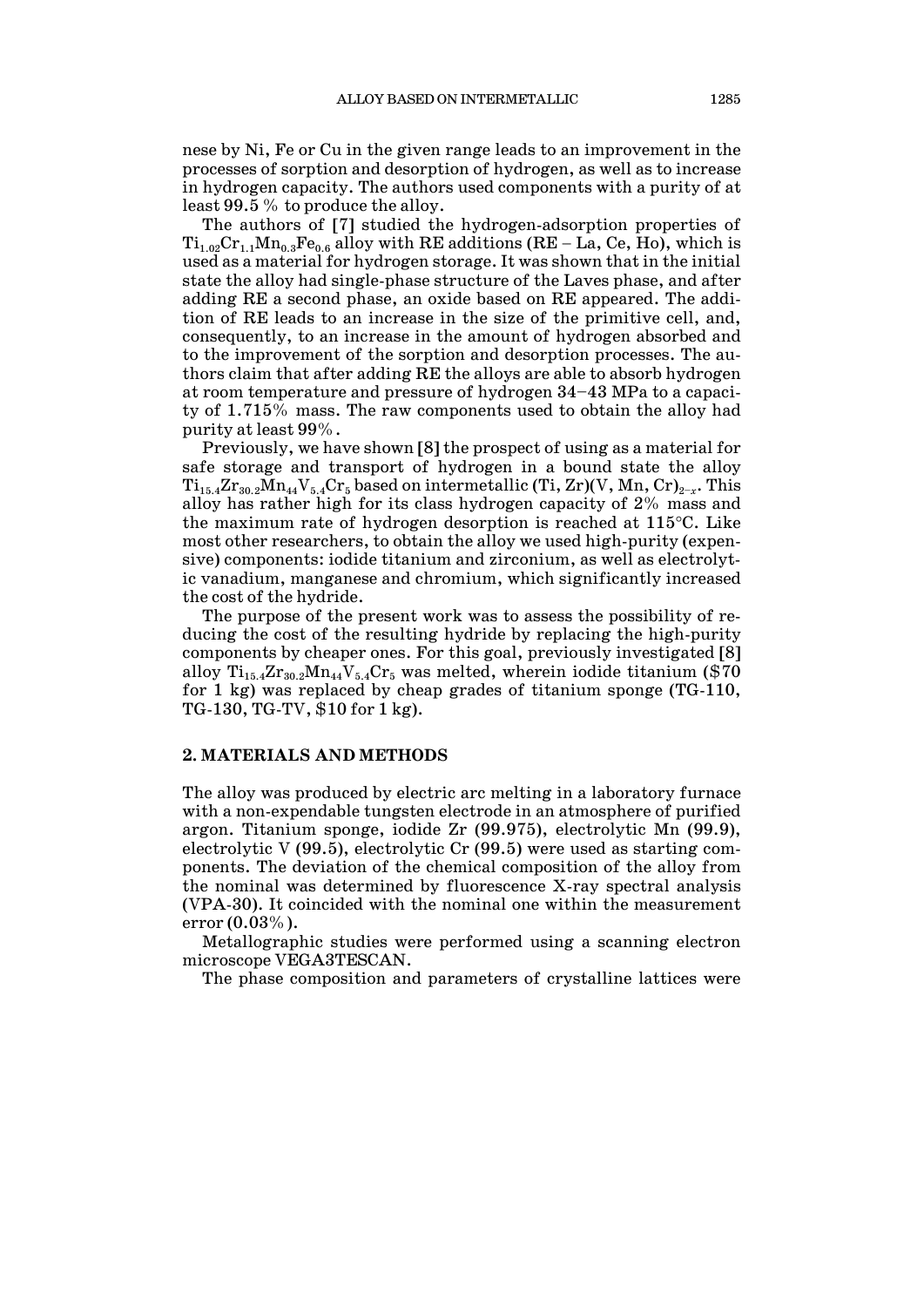nese by Ni, Fe or Cu in the given range leads to an improvement in the processes of sorption and desorption of hydrogen, as well as to increase in hydrogen capacity. The authors used components with a purity of at least 99.5 % to produce the alloy.

The authors of [7] studied the hydrogen-adsorption properties of $Ti_{1.02}Cr_{1.1}Mn_{0.3}Fe_{0.6}$ alloy with RE additions (RE – La, Ce, Ho), which is used as a material for hydrogen storage. It was shown that in the initial state the alloy had single-phase structure of the Laves phase, and after adding RE a second phase, an oxide based on RE appeared. The addition of RE leads to an increase in the size of the primitive cell, and, consequently, to an increase in the amount of hydrogen absorbed and to the improvement of the sorption and desorption processes. The authors claim that after adding RE the alloys are able to absorb hydrogen at room temperature and pressure of hydrogen 34–43 MPa to a capacity of 1.715% mass. The raw components used to obtain the alloy had purity at least 99%.

Previously, we have shown [8] the prospect of using as a material for safe storage and transport of hydrogen in a bound state the alloy $Ti_{15.4}Zr_{30.2}Mn_{44}V_{5.4}Cr_5$ based on intermetallic (Ti, Zr)(V, Mn, Cr)$_{2-x}$. This alloy has rather high for its class hydrogen capacity of 2% mass and the maximum rate of hydrogen desorption is reached at 115°C. Like most other researchers, to obtain the alloy we used high-purity (expensive) components: iodide titanium and zirconium, as well as electrolytic vanadium, manganese and chromium, which significantly increased the cost of the hydride.

The purpose of the present work was to assess the possibility of reducing the cost of the resulting hydride by replacing the high-purity components by cheaper ones. For this goal, previously investigated [8] alloy $Ti_{15.4}Zr_{30.2}Mn_{44}V_{5.4}Cr_5$ was melted, wherein iodide titanium ($70 for 1 kg) was replaced by cheap grades of titanium sponge (TG-110, TG-130, TG-TV, $10 for 1 kg).

## 2. MATERIALS AND METHODS

The alloy was produced by electric arc melting in a laboratory furnace with a non-expendable tungsten electrode in an atmosphere of purified argon. Titanium sponge, iodide Zr (99.975), electrolytic Mn (99.9), electrolytic V (99.5), electrolytic Cr (99.5) were used as starting components. The deviation of the chemical composition of the alloy from the nominal was determined by fluorescence X-ray spectral analysis (VPA-30). It coincided with the nominal one within the measurement error (0.03%).

Metallographic studies were performed using a scanning electron microscope VEGA3TESCAN.

The phase composition and parameters of crystalline lattices were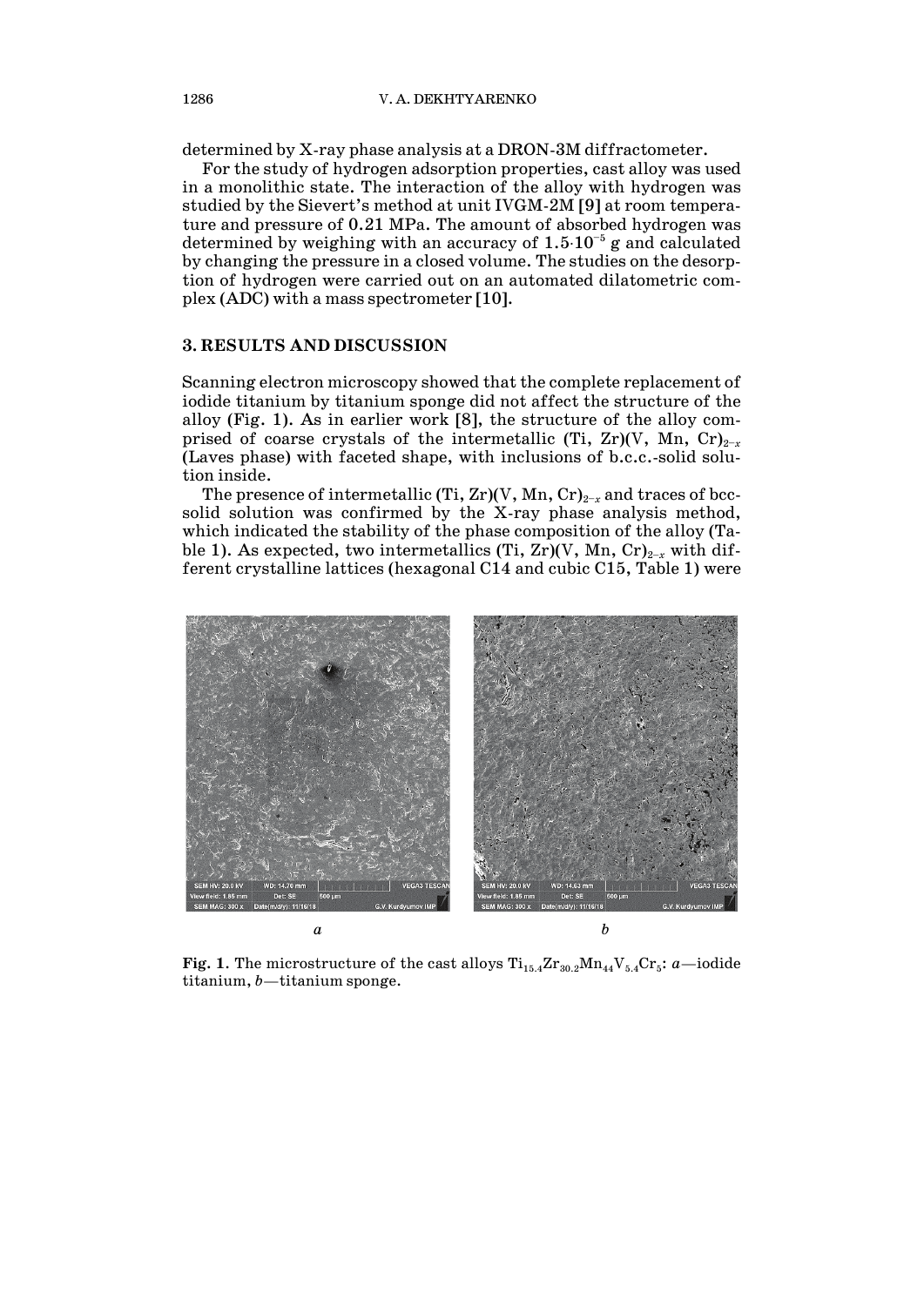determined by X-ray phase analysis at a DRON-3M diffractometer.

For the study of hydrogen adsorption properties, cast alloy was used in a monolithic state. The interaction of the alloy with hydrogen was studied by the Sievert's method at unit IVGM-2M [9] at room temperature and pressure of 0.21 MPa. The amount of absorbed hydrogen was determined by weighing with an accuracy of $1.5 \cdot 10^{-5}$ g and calculated by changing the pressure in a closed volume. The studies on the desorption of hydrogen were carried out on an automated dilatometric complex (ADC) with a mass spectrometer [10].

## 3. RESULTS AND DISCUSSION

Scanning electron microscopy showed that the complete replacement of iodide titanium by titanium sponge did not affect the structure of the alloy (Fig. 1). As in earlier work [8], the structure of the alloy comprised of coarse crystals of the intermetallic (Ti, Zr)(V, Mn, Cr)$_{2-x}$ (Laves phase) with faceted shape, with inclusions of b.c.c.-solid solution inside.

The presence of intermetallic (Ti, Zr)(V, Mn, Cr)$_{2-x}$ and traces of bcc-solid solution was confirmed by the X-ray phase analysis method, which indicated the stability of the phase composition of the alloy (Table 1). As expected, two intermetallics (Ti, Zr)(V, Mn, Cr)$_{2-x}$ with different crystalline lattices (hexagonal C14 and cubic C15, Table 1) were

**Fig. 1.** The microstructure of the cast alloys $Ti_{15.4}Zr_{30.2}Mn_{44}V_{5.4}Cr_5$: *a*—iodide titanium, *b*—titanium sponge.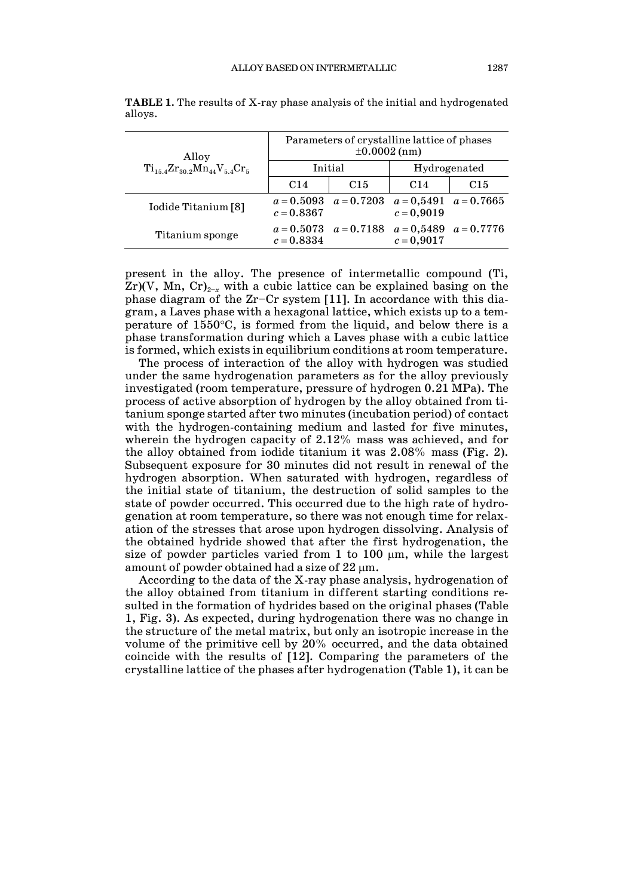**TABLE 1.** The results of X-ray phase analysis of the initial and hydrogenated alloys.

| Alloy $Ti_{15.4}Zr_{30.2}Mn_{44}V_{5.4}Cr_5$ | Parameters of crystalline lattice of phases ±0.0002 (nm) | | | |
|---|---|---|---|---|
| | Initial | | Hydrogenated | |
| | C14 | C15 | C14 | C15 |
| Iodide Titanium [8] | $a = 0.5093$ $c = 0.8367$ | $a = 0.7203$ | $a = 0{,}5491$ $c = 0{,}9019$ | $a = 0.7665$ |
| Titanium sponge | $a = 0.5073$ $c = 0.8334$ | $a = 0.7188$ | $a = 0{,}5489$ $c = 0{,}9017$ | $a = 0.7776$ |

present in the alloy. The presence of intermetallic compound (Ti, Zr)(V, Mn, Cr)$_{2-x}$ with a cubic lattice can be explained basing on the phase diagram of the Zr–Cr system [11]. In accordance with this diagram, a Laves phase with a hexagonal lattice, which exists up to a temperature of 1550°C, is formed from the liquid, and below there is a phase transformation during which a Laves phase with a cubic lattice is formed, which exists in equilibrium conditions at room temperature.

The process of interaction of the alloy with hydrogen was studied under the same hydrogenation parameters as for the alloy previously investigated (room temperature, pressure of hydrogen 0.21 MPa). The process of active absorption of hydrogen by the alloy obtained from titanium sponge started after two minutes (incubation period) of contact with the hydrogen-containing medium and lasted for five minutes, wherein the hydrogen capacity of 2.12% mass was achieved, and for the alloy obtained from iodide titanium it was 2.08% mass (Fig. 2). Subsequent exposure for 30 minutes did not result in renewal of the hydrogen absorption. When saturated with hydrogen, regardless of the initial state of titanium, the destruction of solid samples to the state of powder occurred. This occurred due to the high rate of hydrogenation at room temperature, so there was not enough time for relaxation of the stresses that arose upon hydrogen dissolving. Analysis of the obtained hydride showed that after the first hydrogenation, the size of powder particles varied from 1 to 100 μm, while the largest amount of powder obtained had a size of 22 μm.

According to the data of the X-ray phase analysis, hydrogenation of the alloy obtained from titanium in different starting conditions resulted in the formation of hydrides based on the original phases (Table 1, Fig. 3). As expected, during hydrogenation there was no change in the structure of the metal matrix, but only an isotropic increase in the volume of the primitive cell by 20% occurred, and the data obtained coincide with the results of [12]. Comparing the parameters of the crystalline lattice of the phases after hydrogenation (Table 1), it can be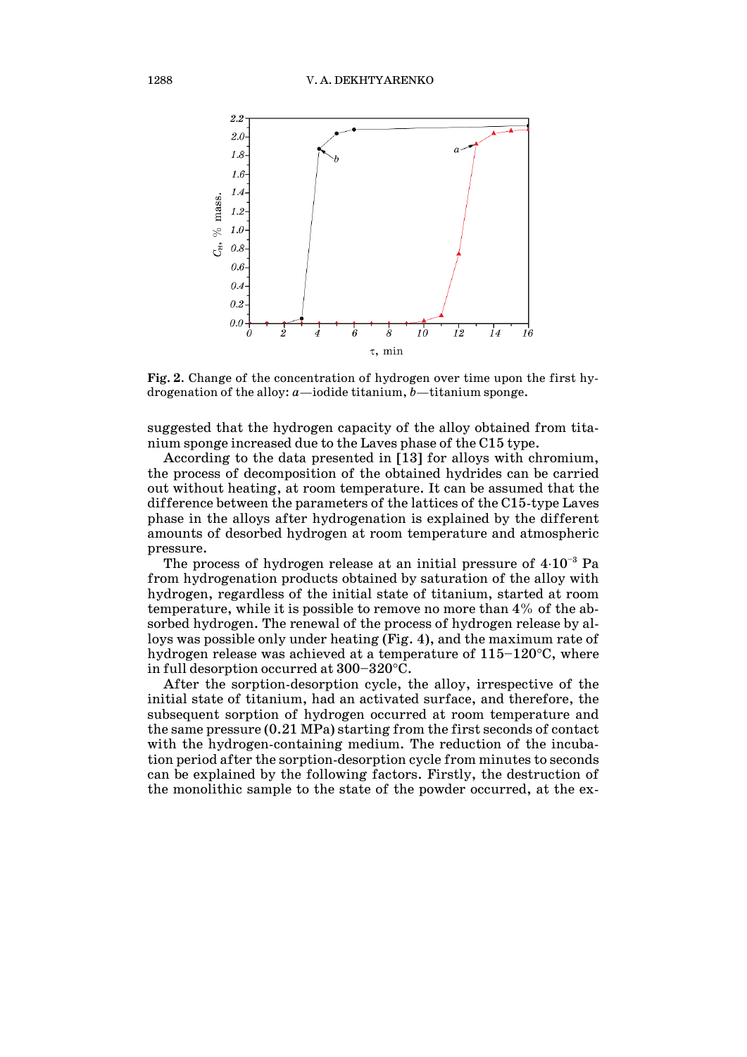**Fig. 2.** Change of the concentration of hydrogen over time upon the first hydrogenation of the alloy: *a*—iodide titanium, *b*—titanium sponge.

suggested that the hydrogen capacity of the alloy obtained from titanium sponge increased due to the Laves phase of the C15 type.

According to the data presented in [13] for alloys with chromium, the process of decomposition of the obtained hydrides can be carried out without heating, at room temperature. It can be assumed that the difference between the parameters of the lattices of the C15-type Laves phase in the alloys after hydrogenation is explained by the different amounts of desorbed hydrogen at room temperature and atmospheric pressure.

The process of hydrogen release at an initial pressure of $4 \cdot 10^{-3}$ Pa from hydrogenation products obtained by saturation of the alloy with hydrogen, regardless of the initial state of titanium, started at room temperature, while it is possible to remove no more than 4% of the absorbed hydrogen. The renewal of the process of hydrogen release by alloys was possible only under heating (Fig. 4), and the maximum rate of hydrogen release was achieved at a temperature of 115–120°C, wherein full desorption occurred at 300–320°C.

After the sorption-desorption cycle, the alloy, irrespective of the initial state of titanium, had an activated surface, and therefore, the subsequent sorption of hydrogen occurred at room temperature and the same pressure (0.21 MPa) starting from the first seconds of contact with the hydrogen-containing medium. The reduction of the incubation period after the sorption-desorption cycle from minutes to seconds can be explained by the following factors. Firstly, the destruction of the monolithic sample to the state of the powder occurred, at the ex-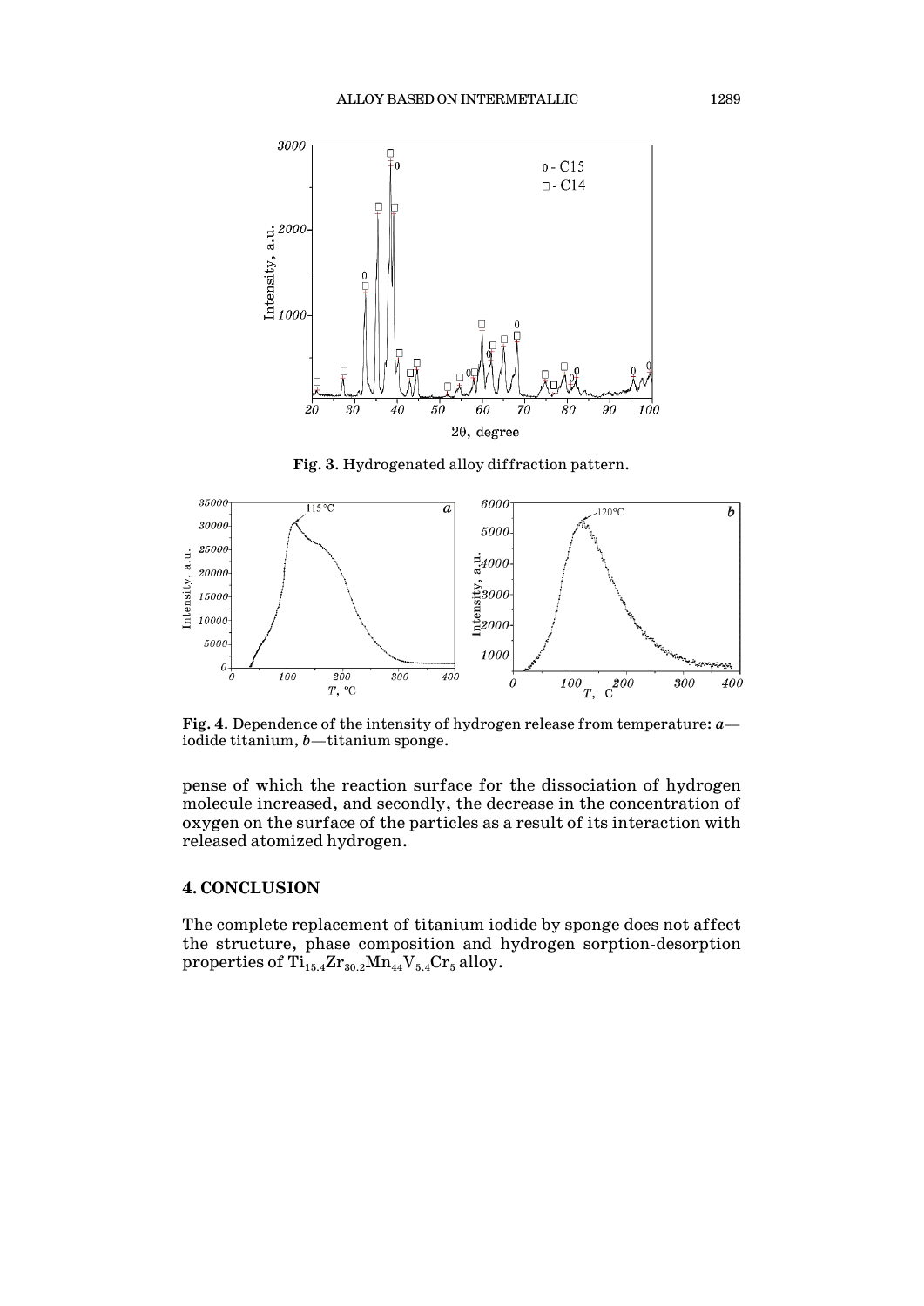**Fig. 3**. Hydrogenated alloy diffraction pattern.

**Fig. 4**. Dependence of the intensity of hydrogen release from temperature: *a*—iodide titanium, *b*—titanium sponge.

pense of which the reaction surface for the dissociation of hydrogen molecule increased, and secondly, the decrease in the concentration of oxygen on the surface of the particles as a result of its interaction with released atomized hydrogen.

## 4. CONCLUSION

The complete replacement of titanium iodide by sponge does not affect the structure, phase composition and hydrogen sorption-desorption properties of $Ti_{15.4}Zr_{30.2}Mn_{44}V_{5.4}Cr_{5}$ alloy.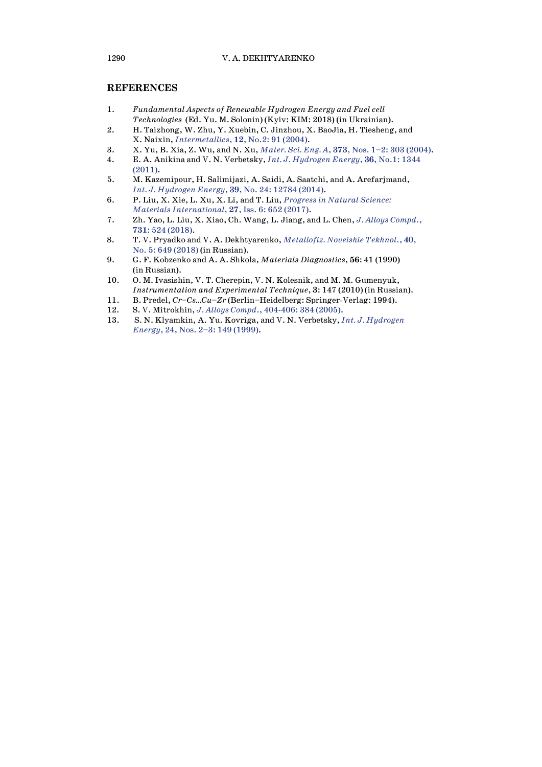## REFERENCES

1. *Fundamental Aspects of Renewable Hydrogen Energy and Fuel cell Technologies* (Ed. Yu. M. Solonin) (Kyiv: KIM: 2018) (in Ukrainian).
2. H. Taizhong, W. Zhu, Y. Xuebin, C. Jinzhou, X. BaoJia, H. Tiesheng, and X. Naixin, *Intermetallics*, **12**, No.2: 91 (2004).
3. X. Yu, B. Xia, Z. Wu, and N. Xu, *Mater. Sci. Eng. A*, **373**, Nos. 1–2: 303 (2004).
4. E. A. Anikina and V. N. Verbetsky, *Int. J. Hydrogen Energy*, **36**, No.1: 1344 (2011).
5. M. Kazemipour, H. Salimijazi, A. Saidi, A. Saatchi, and A. Arefarjmand, *Int. J. Hydrogen Energy*, **39**, No. 24: 12784 (2014).
6. P. Liu, X. Xie, L. Xu, X. Li, and T. Liu, *Progress in Natural Science: Materials International*, **27**, Iss. 6: 652 (2017).
7. Zh. Yao, L. Liu, X. Xiao, Ch. Wang, L. Jiang, and L. Chen, *J. Alloys Compd.*, **731**: 524 (2018).
8. T. V. Pryadko and V. A. Dekhtyarenko, *Metallofiz. Noveishie Tekhnol.*, **40**, No. 5: 649 (2018) (in Russian).
9. G. F. Kobzenko and A. A. Shkola, *Materials Diagnostics*, **56**: 41 (1990) (in Russian).
10. O. M. Ivasishin, V. T. Cherepin, V. N. Kolesnik, and M. M. Gumenyuk, *Instrumentation and Experimental Technique*, **3**: 147 (2010) (in Russian).
11. B. Predel, *Cr–Cs...Cu–Zr* (Berlin–Heidelberg: Springer-Verlag: 1994).
12. S. V. Mitrokhin, *J. Alloys Compd.*, 404-406: 384 (2005).
13. S. N. Klyamkin, A. Yu. Kovriga, and V. N. Verbetsky, *Int. J. Hydrogen Energy*, 24, Nos. 2–3: 149 (1999).